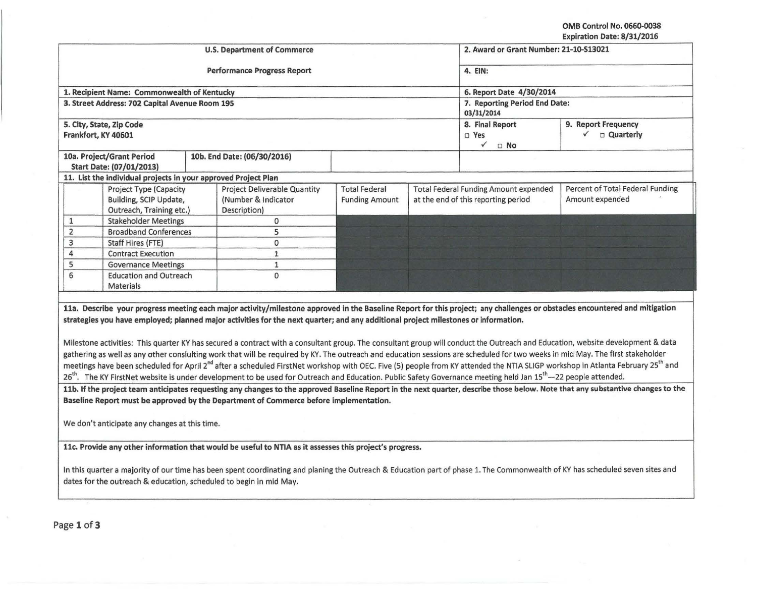OMB Control No. 0660-0038
Expiration Date: 8/31/2016

| U.S. Department of Commerce | | 2. Award or Grant Number: 21-10-S13021 | |
|---|---|---|---|
| Performance Progress Report | | 4. EIN: | |
| 1. Recipient Name: Commonwealth of Kentucky | | 6. Report Date 4/30/2014 | |
| 3. Street Address: 702 Capital Avenue Room 195 | | 7. Reporting Period End Date: 03/31/2014 | |
| 5. City, State, Zip Code<br>Frankfort, KY 40601 | | 8. Final Report<br>□ Yes<br>✓ □ No | 9. Report Frequency<br>✓ □ Quarterly |
| 10a. Project/Grant Period Start Date: (07/01/2013) | 10b. End Date: (06/30/2016) | | |

**11. List the individual projects in your approved Project Plan**

| | Project Type (Capacity Building, SCIP Update, Outreach, Training etc.) | Project Deliverable Quantity (Number & Indicator Description) | Total Federal Funding Amount | Total Federal Funding Amount expended at the end of this reporting period | Percent of Total Federal Funding Amount expended |
|---|---|---|---|---|---|
| 1 | Stakeholder Meetings | 0 | | | |
| 2 | Broadband Conferences | 5 | | | |
| 3 | Staff Hires (FTE) | 0 | | | |
| 4 | Contract Execution | 1 | | | |
| 5 | Governance Meetings | 1 | | | |
| 6 | Education and Outreach Materials | 0 | | | |

**11a. Describe your progress meeting each major activity/milestone approved in the Baseline Report for this project; any challenges or obstacles encountered and mitigation strategies you have employed; planned major activities for the next quarter; and any additional project milestones or information.**

Milestone activities: This quarter KY has secured a contract with a consultant group. The consultant group will conduct the Outreach and Education, website development & data gathering as well as any other conslulting work that will be required by KY. The outreach and education sessions are scheduled for two weeks in mid May. The first stakeholder meetings have been scheduled for April 2nd after a scheduled FirstNet workshop with OEC. Five (5) people from KY attended the NTIA SLIGP workshop in Atlanta February 25th and 26th. The KY FirstNet website is under development to be used for Outreach and Education. Public Safety Governance meeting held Jan 15th—22 people attended.

**11b. If the project team anticipates requesting any changes to the approved Baseline Report in the next quarter, describe those below. Note that any substantive changes to the Baseline Report must be approved by the Department of Commerce before implementation.**

We don't anticipate any changes at this time.

**11c. Provide any other information that would be useful to NTIA as it assesses this project's progress.**

In this quarter a majority of our time has been spent coordinating and planing the Outreach & Education part of phase 1. The Commonwealth of KY has scheduled seven sites and dates for the outreach & education, scheduled to begin in mid May.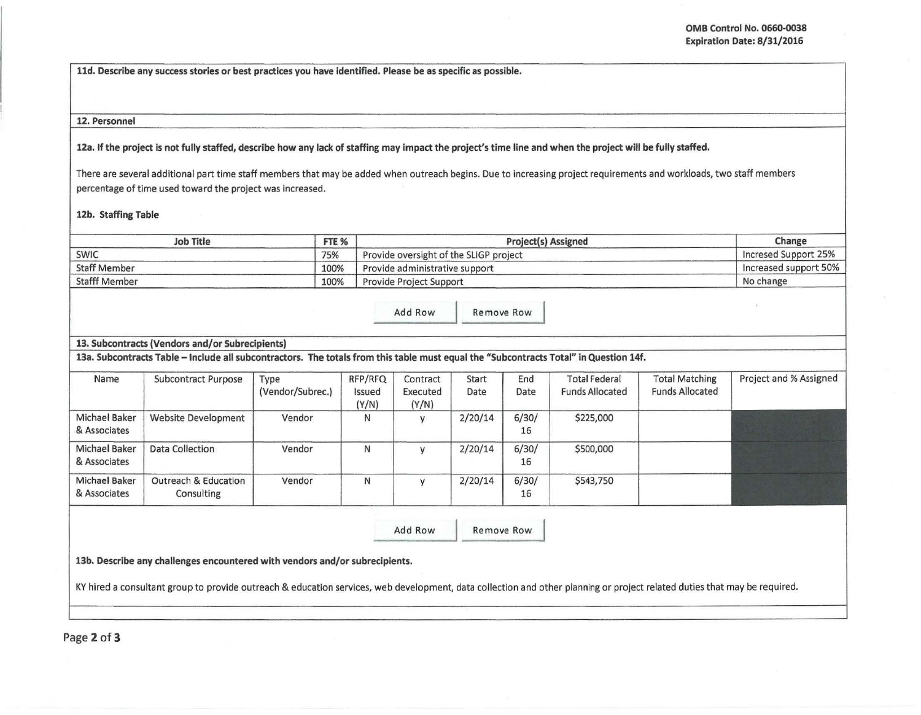**11d. Describe any success stories or best practices you have identified. Please be as specific as possible.**

**12. Personnel**

**12a. If the project is not fully staffed, describe how any lack of staffing may impact the project's time line and when the project will be fully staffed.**

There are several additional part time staff members that may be added when outreach begins. Due to increasing project requirements and workloads, two staff members percentage of time used toward the project was increased.

**12b. Staffing Table**

| Job Title | FTE % | Project(s) Assigned | Change |
|---|---|---|---|
| SWIC | 75% | Provide oversight of the SLIGP project | Incresed Support 25% |
| Staff Member | 100% | Provide administrative support | Increased support 50% |
| Stafff Member | 100% | Provide Project Support | No change |

**13. Subcontracts (Vendors and/or Subrecipients)**

**13a. Subcontracts Table – Include all subcontractors. The totals from this table must equal the "Subcontracts Total" in Question 14f.**

| Name | Subcontract Purpose | Type (Vendor/Subrec.) | RFP/RFQ Issued (Y/N) | Contract Executed (Y/N) | Start Date | End Date | Total Federal Funds Allocated | Total Matching Funds Allocated | Project and % Assigned |
|---|---|---|---|---|---|---|---|---|---|
| Michael Baker & Associates | Website Development | Vendor | N | y | 2/20/14 | 6/30/16 | $225,000 | | |
| Michael Baker & Associates | Data Collection | Vendor | N | y | 2/20/14 | 6/30/16 | $500,000 | | |
| Michael Baker & Associates | Outreach & Education Consulting | Vendor | N | y | 2/20/14 | 6/30/16 | $543,750 | | |

**13b. Describe any challenges encountered with vendors and/or subrecipients.**

KY hired a consultant group to provide outreach & education services, web development, data collection and other planning or project related duties that may be required.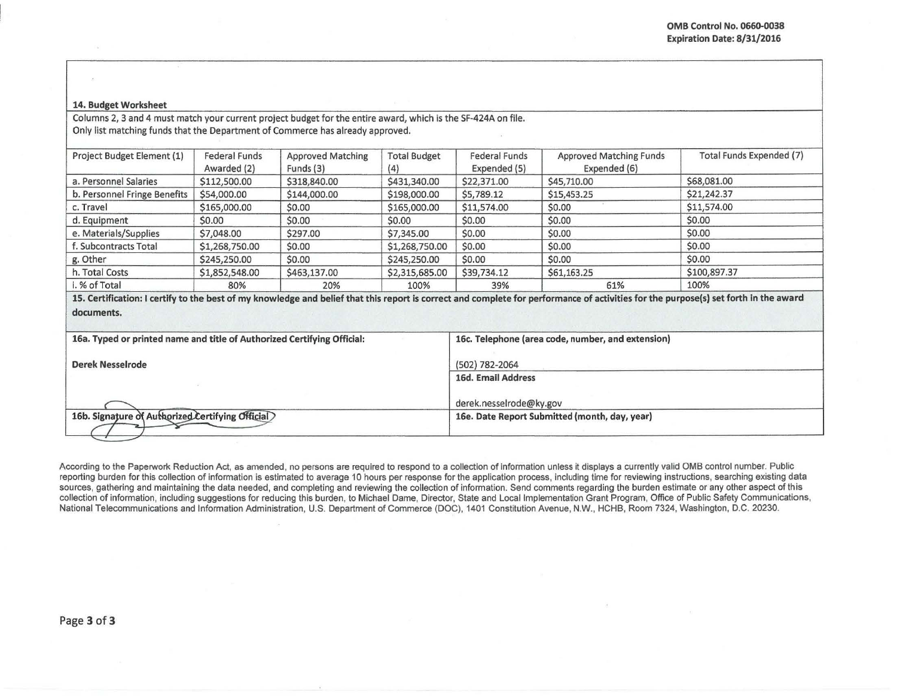OMB Control No. 0660-0038
Expiration Date: 8/31/2016

**14. Budget Worksheet**

Columns 2, 3 and 4 must match your current project budget for the entire award, which is the SF-424A on file.
Only list matching funds that the Department of Commerce has already approved.

| Project Budget Element (1) | Federal Funds Awarded (2) | Approved Matching Funds (3) | Total Budget (4) | Federal Funds Expended (5) | Approved Matching Funds Expended (6) | Total Funds Expended (7) |
|---|---|---|---|---|---|---|
| a. Personnel Salaries | $112,500.00 | $318,840.00 | $431,340.00 | $22,371.00 | $45,710.00 | $68,081.00 |
| b. Personnel Fringe Benefits | $54,000.00 | $144,000.00 | $198,000.00 | $5,789.12 | $15,453.25 | $21,242.37 |
| c. Travel | $165,000.00 | $0.00 | $165,000.00 | $11,574.00 | $0.00 | $11,574.00 |
| d. Equipment | $0.00 | $0.00 | $0.00 | $0.00 | $0.00 | $0.00 |
| e. Materials/Supplies | $7,048.00 | $297.00 | $7,345.00 | $0.00 | $0.00 | $0.00 |
| f. Subcontracts Total | $1,268,750.00 | $0.00 | $1,268,750.00 | $0.00 | $0.00 | $0.00 |
| g. Other | $245,250.00 | $0.00 | $245,250.00 | $0.00 | $0.00 | $0.00 |
| h. Total Costs | $1,852,548.00 | $463,137.00 | $2,315,685.00 | $39,734.12 | $61,163.25 | $100,897.37 |
| i. % of Total | 80% | 20% | 100% | 39% | 61% | 100% |

**15. Certification: I certify to the best of my knowledge and belief that this report is correct and complete for performance of activities for the purpose(s) set forth in the award documents.**

| | |
|---|---|
| **16a. Typed or printed name and title of Authorized Certifying Official:** **Derek Nesselrode** | **16c. Telephone (area code, number, and extension)** (502) 782-2064 |
| | **16d. Email Address** derek.nesselrode@ky.gov |
| **16b. Signature of Authorized Certifying Official** | **16e. Date Report Submitted (month, day, year)** |

According to the Paperwork Reduction Act, as amended, no persons are required to respond to a collection of information unless it displays a currently valid OMB control number. Public reporting burden for this collection of information is estimated to average 10 hours per response for the application process, including time for reviewing instructions, searching existing data sources, gathering and maintaining the data needed, and completing and reviewing the collection of information. Send comments regarding the burden estimate or any other aspect of this collection of information, including suggestions for reducing this burden, to Michael Dame, Director, State and Local Implementation Grant Program, Office of Public Safety Communications, National Telecommunications and Information Administration, U.S. Department of Commerce (DOC), 1401 Constitution Avenue, N.W., HCHB, Room 7324, Washington, D.C. 20230.